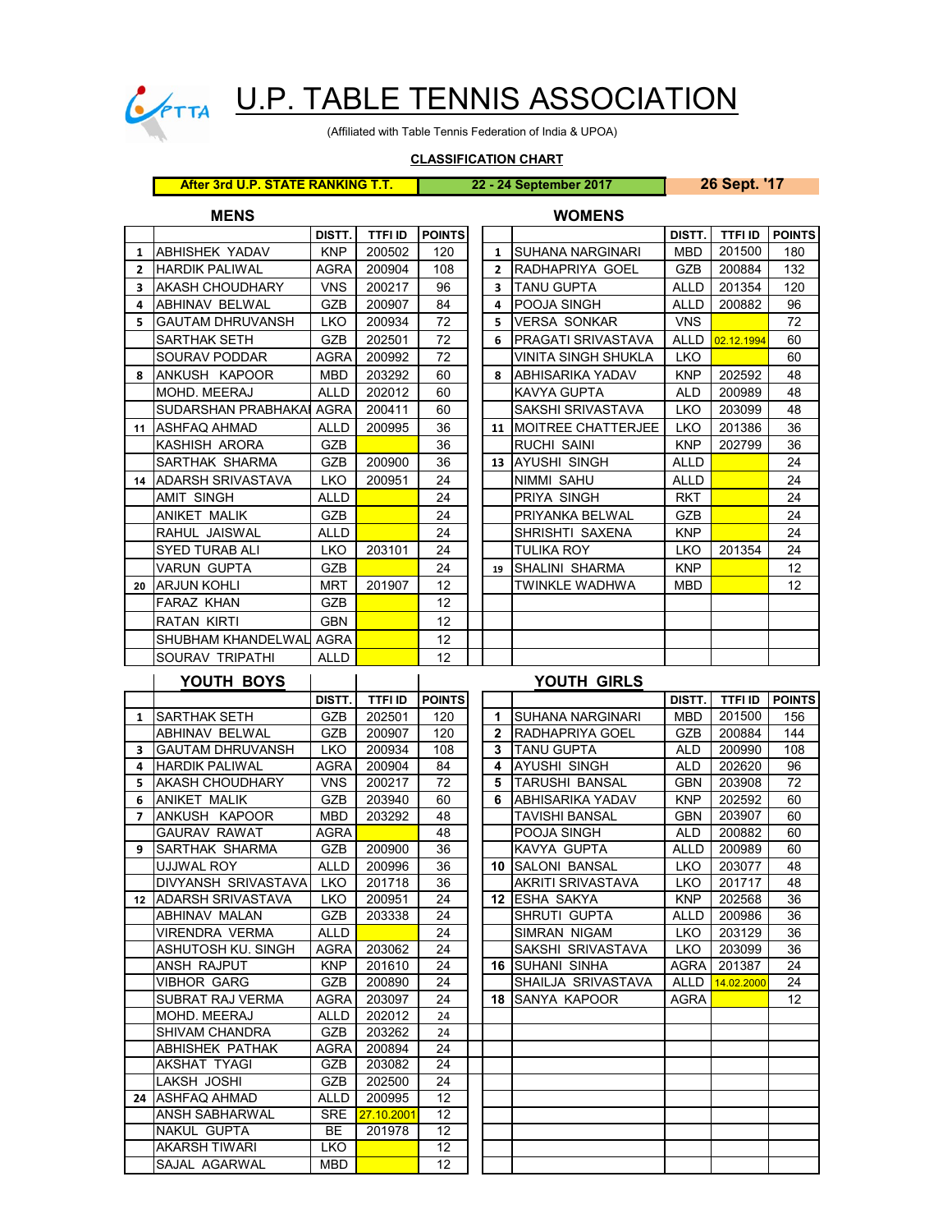# U.P. TABLE TENNIS ASSOCIATION

(Affiliated with Table Tennis Federation of India & UPOA)

**CLASSIFICATION CHART**

**After 3rd U.P. STATE RANKING T.T.** | **22 - 24 September 2017** | **26 Sept. '17**

## MENS

| | | DISTT. | TTFI ID | POINTS |
|---|---|---|---|---|
| 1 | ABHISHEK YADAV | KNP | 200502 | 120 |
| 2 | HARDIK PALIWAL | AGRA | 200904 | 108 |
| 3 | AKASH CHOUDHARY | VNS | 200217 | 96 |
| 4 | ABHINAV BELWAL | GZB | 200907 | 84 |
| 5 | GAUTAM DHRUVANSH | LKO | 200934 | 72 |
| | SARTHAK SETH | GZB | 202501 | 72 |
| | SOURAV PODDAR | AGRA | 200992 | 72 |
| 8 | ANKUSH KAPOOR | MBD | 203292 | 60 |
| | MOHD. MEERAJ | ALLD | 202012 | 60 |
| | SUDARSHAN PRABHAKAI | AGRA | 200411 | 60 |
| 11 | ASHFAQ AHMAD | ALLD | 200995 | 36 |
| | KASHISH ARORA | GZB | | 36 |
| | SARTHAK SHARMA | GZB | 200900 | 36 |
| 14 | ADARSH SRIVASTAVA | LKO | 200951 | 24 |
| | AMIT SINGH | ALLD | | 24 |
| | ANIKET MALIK | GZB | | 24 |
| | RAHUL JAISWAL | ALLD | | 24 |
| | SYED TURAB ALI | LKO | 203101 | 24 |
| | VARUN GUPTA | GZB | | 24 |
| 20 | ARJUN KOHLI | MRT | 201907 | 12 |
| | FARAZ KHAN | GZB | | 12 |
| | RATAN KIRTI | GBN | | 12 |
| | SHUBHAM KHANDELWAL | AGRA | | 12 |
| | SOURAV TRIPATHI | ALLD | | 12 |

## WOMENS

| | | DISTT. | TTFI ID | POINTS |
|---|---|---|---|---|
| 1 | SUHANA NARGINARI | MBD | 201500 | 180 |
| 2 | RADHAPRIYA GOEL | GZB | 200884 | 132 |
| 3 | TANU GUPTA | ALLD | 201354 | 120 |
| 4 | POOJA SINGH | ALLD | 200882 | 96 |
| 5 | VERSA SONKAR | VNS | | 72 |
| 6 | PRAGATI SRIVASTAVA | ALLD | 02.12.1994 | 60 |
| | VINITA SINGH SHUKLA | LKO | | 60 |
| 8 | ABHISARIKA YADAV | KNP | 202592 | 48 |
| | KAVYA GUPTA | ALD | 200989 | 48 |
| | SAKSHI SRIVASTAVA | LKO | 203099 | 48 |
| 11 | MOITREE CHATTERJEE | LKO | 201386 | 36 |
| | RUCHI SAINI | KNP | 202799 | 36 |
| 13 | AYUSHI SINGH | ALLD | | 24 |
| | NIMMI SAHU | ALLD | | 24 |
| | PRIYA SINGH | RKT | | 24 |
| | PRIYANKA BELWAL | GZB | | 24 |
| | SHRISHTI SAXENA | KNP | | 24 |
| | TULIKA ROY | LKO | 201354 | 24 |
| 19 | SHALINI SHARMA | KNP | | 12 |
| | TWINKLE WADHWA | MBD | | 12 |

## YOUTH BOYS

| | | DISTT. | TTFI ID | POINTS |
|---|---|---|---|---|
| 1 | SARTHAK SETH | GZB | 202501 | 120 |
| | ABHINAV BELWAL | GZB | 200907 | 120 |
| 3 | GAUTAM DHRUVANSH | LKO | 200934 | 108 |
| 4 | HARDIK PALIWAL | AGRA | 200904 | 84 |
| 5 | AKASH CHOUDHARY | VNS | 200217 | 72 |
| 6 | ANIKET MALIK | GZB | 203940 | 60 |
| 7 | ANKUSH KAPOOR | MBD | 203292 | 48 |
| | GAURAV RAWAT | AGRA | | 48 |
| 9 | SARTHAK SHARMA | GZB | 200900 | 36 |
| | UJJWAL ROY | ALLD | 200996 | 36 |
| | DIVYANSH SRIVASTAVA | LKO | 201718 | 36 |
| 12 | ADARSH SRIVASTAVA | LKO | 200951 | 24 |
| | ABHINAV MALAN | GZB | 203338 | 24 |
| | VIRENDRA VERMA | ALLD | | 24 |
| | ASHUTOSH KU. SINGH | AGRA | 203062 | 24 |
| | ANSH RAJPUT | KNP | 201610 | 24 |
| | VIBHOR GARG | GZB | 200890 | 24 |
| | SUBRAT RAJ VERMA | AGRA | 203097 | 24 |
| | MOHD. MEERAJ | ALLD | 202012 | 24 |
| | SHIVAM CHANDRA | GZB | 203262 | 24 |
| | ABHISHEK PATHAK | AGRA | 200894 | 24 |
| | AKSHAT TYAGI | GZB | 203082 | 24 |
| | LAKSH JOSHI | GZB | 202500 | 24 |
| 24 | ASHFAQ AHMAD | ALLD | 200995 | 12 |
| | ANSH SABHARWAL | SRE | 27.10.2001 | 12 |
| | NAKUL GUPTA | BE | 201978 | 12 |
| | AKARSH TIWARI | LKO | | 12 |
| | SAJAL AGARWAL | MBD | | 12 |

## YOUTH GIRLS

| | | DISTT. | TTFI ID | POINTS |
|---|---|---|---|---|
| 1 | SUHANA NARGINARI | MBD | 201500 | 156 |
| 2 | RADHAPRIYA GOEL | GZB | 200884 | 144 |
| 3 | TANU GUPTA | ALD | 200990 | 108 |
| 4 | AYUSHI SINGH | ALD | 202620 | 96 |
| 5 | TARUSHI BANSAL | GBN | 203908 | 72 |
| 6 | ABHISARIKA YADAV | KNP | 202592 | 60 |
| | TAVISHI BANSAL | GBN | 203907 | 60 |
| | POOJA SINGH | ALD | 200882 | 60 |
| | KAVYA GUPTA | ALLD | 200989 | 60 |
| 10 | SALONI BANSAL | LKO | 203077 | 48 |
| | AKRITI SRIVASTAVA | LKO | 201717 | 48 |
| 12 | ESHA SAKYA | KNP | 202568 | 36 |
| | SHRUTI GUPTA | ALLD | 200986 | 36 |
| | SIMRAN NIGAM | LKO | 203129 | 36 |
| | SAKSHI SRIVASTAVA | LKO | 203099 | 36 |
| 16 | SUHANI SINHA | AGRA | 201387 | 24 |
| | SHAILJA SRIVASTAVA | ALLD | 14.02.2000 | 24 |
| 18 | SANYA KAPOOR | AGRA | | 12 |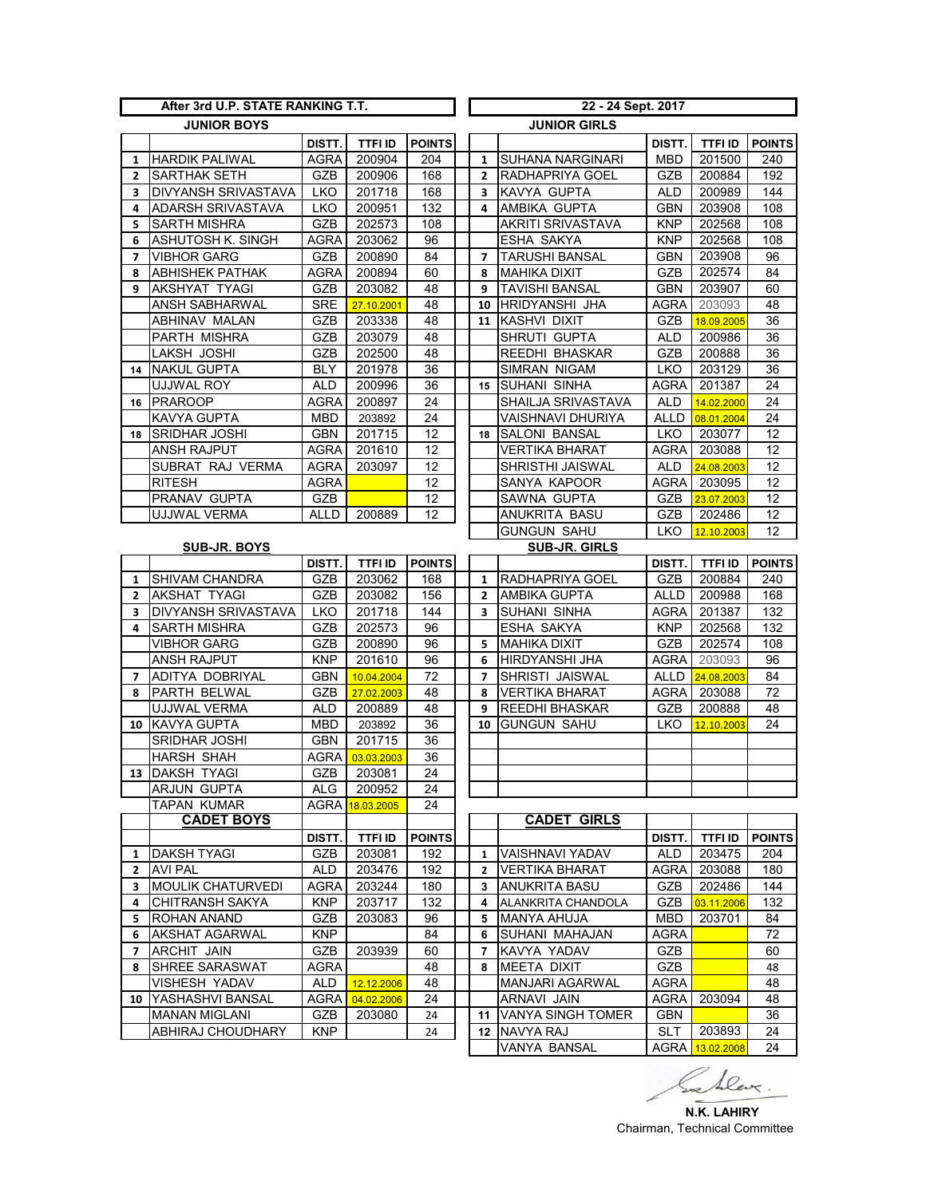**After 3rd U.P. STATE RANKING T.T.** — **22 - 24 Sept. 2017**

## JUNIOR BOYS

| | | DISTT. | TTFI ID | POINTS |
|---|---|---|---|---|
| 1 | HARDIK PALIWAL | AGRA | 200904 | 204 |
| 2 | SARTHAK SETH | GZB | 200906 | 168 |
| 3 | DIVYANSH SRIVASTAVA | LKO | 201718 | 168 |
| 4 | ADARSH SRIVASTAVA | LKO | 200951 | 132 |
| 5 | SARTH MISHRA | GZB | 202573 | 108 |
| 6 | ASHUTOSH K. SINGH | AGRA | 203062 | 96 |
| 7 | VIBHOR GARG | GZB | 200890 | 84 |
| 8 | ABHISHEK PATHAK | AGRA | 200894 | 60 |
| 9 | AKSHYAT TYAGI | GZB | 203082 | 48 |
| | ANSH SABHARWAL | SRE | 27.10.2001 | 48 |
| | ABHINAV MALAN | GZB | 203338 | 48 |
| | PARTH MISHRA | GZB | 203079 | 48 |
| | LAKSH JOSHI | GZB | 202500 | 48 |
| 14 | NAKUL GUPTA | BLY | 201978 | 36 |
| | UJJWAL ROY | ALD | 200996 | 36 |
| 16 | PRAROOP | AGRA | 200897 | 24 |
| | KAVYA GUPTA | MBD | 203892 | 24 |
| 18 | SRIDHAR JOSHI | GBN | 201715 | 12 |
| | ANSH RAJPUT | AGRA | 201610 | 12 |
| | SUBRAT RAJ VERMA | AGRA | 203097 | 12 |
| | RITESH | AGRA | | 12 |
| | PRANAV GUPTA | GZB | | 12 |
| | UJJWAL VERMA | ALLD | 200889 | 12 |

## JUNIOR GIRLS

| | | DISTT. | TTFI ID | POINTS |
|---|---|---|---|---|
| 1 | SUHANA NARGINARI | MBD | 201500 | 240 |
| 2 | RADHAPRIYA GOEL | GZB | 200884 | 192 |
| 3 | KAVYA GUPTA | ALD | 200989 | 144 |
| 4 | AMBIKA GUPTA | GBN | 203908 | 108 |
| | AKRITI SRIVASTAVA | KNP | 202568 | 108 |
| | ESHA SAKYA | KNP | 202568 | 108 |
| 7 | TARUSHI BANSAL | GBN | 203908 | 96 |
| 8 | MAHIKA DIXIT | GZB | 202574 | 84 |
| 9 | TAVISHI BANSAL | GBN | 203907 | 60 |
| 10 | HRIDYANSHI JHA | AGRA | 203093 | 48 |
| 11 | KASHVI DIXIT | GZB | 18.09.2005 | 36 |
| | SHRUTI GUPTA | ALD | 200986 | 36 |
| | REEDHI BHASKAR | GZB | 200888 | 36 |
| | SIMRAN NIGAM | LKO | 203129 | 36 |
| 15 | SUHANI SINHA | AGRA | 201387 | 24 |
| | SHAILJA SRIVASTAVA | ALD | 14.02.2000 | 24 |
| | VAISHNAVI DHURIYA | ALLD | 08.01.2004 | 24 |
| 18 | SALONI BANSAL | LKO | 203077 | 12 |
| | VERTIKA BHARAT | AGRA | 203088 | 12 |
| | SHRISTHI JAISWAL | ALD | 24.08.2003 | 12 |
| | SANYA KAPOOR | AGRA | 203095 | 12 |
| | SAWNA GUPTA | GZB | 23.07.2003 | 12 |
| | ANUKRITA BASU | GZB | 202486 | 12 |
| | GUNGUN SAHU | LKO | 12.10.2003 | 12 |

## SUB-JR. BOYS

| | | DISTT. | TTFI ID | POINTS |
|---|---|---|---|---|
| 1 | SHIVAM CHANDRA | GZB | 203062 | 168 |
| 2 | AKSHAT TYAGI | GZB | 203082 | 156 |
| 3 | DIVYANSH SRIVASTAVA | LKO | 201718 | 144 |
| 4 | SARTH MISHRA | GZB | 202573 | 96 |
| | VIBHOR GARG | GZB | 200890 | 96 |
| | ANSH RAJPUT | KNP | 201610 | 96 |
| 7 | ADITYA DOBRIYAL | GBN | 10.04.2004 | 72 |
| 8 | PARTH BELWAL | GZB | 27.02.2003 | 48 |
| | UJJWAL VERMA | ALD | 200889 | 48 |
| 10 | KAVYA GUPTA | MBD | 203892 | 36 |
| | SRIDHAR JOSHI | GBN | 201715 | 36 |
| | HARSH SHAH | AGRA | 03.03.2003 | 36 |
| 13 | DAKSH TYAGI | GZB | 203081 | 24 |
| | ARJUN GUPTA | ALG | 200952 | 24 |
| | TAPAN KUMAR | AGRA | 18.03.2005 | 24 |

## SUB-JR. GIRLS

| | | DISTT. | TTFI ID | POINTS |
|---|---|---|---|---|
| 1 | RADHAPRIYA GOEL | GZB | 200884 | 240 |
| 2 | AMBIKA GUPTA | ALLD | 200988 | 168 |
| 3 | SUHANI SINHA | AGRA | 201387 | 132 |
| | ESHA SAKYA | KNP | 202568 | 132 |
| 5 | MAHIKA DIXIT | GZB | 202574 | 108 |
| 6 | HIRDYANSHI JHA | AGRA | 203093 | 96 |
| 7 | SHRISTI JAISWAL | ALLD | 24.08.2003 | 84 |
| 8 | VERTIKA BHARAT | AGRA | 203088 | 72 |
| 9 | REEDHI BHASKAR | GZB | 200888 | 48 |
| 10 | GUNGUN SAHU | LKO | 12.10.2003 | 24 |

## CADET BOYS

| | | DISTT. | TTFI ID | POINTS |
|---|---|---|---|---|
| 1 | DAKSH TYAGI | GZB | 203081 | 192 |
| 2 | AVI PAL | ALD | 203476 | 192 |
| 3 | MOULIK CHATURVEDI | AGRA | 203244 | 180 |
| 4 | CHITRANSH SAKYA | KNP | 203717 | 132 |
| 5 | ROHAN ANAND | GZB | 203083 | 96 |
| 6 | AKSHAT AGARWAL | KNP | | 84 |
| 7 | ARCHIT JAIN | GZB | 203939 | 60 |
| 8 | SHREE SARASWAT | AGRA | | 48 |
| | VISHESH YADAV | ALD | 12.12.2006 | 48 |
| 10 | YASHASHVI BANSAL | AGRA | 04.02.2006 | 24 |
| | MANAN MIGLANI | GZB | 203080 | 24 |
| | ABHIRAJ CHOUDHARY | KNP | | 24 |

## CADET GIRLS

| | | DISTT. | TTFI ID | POINTS |
|---|---|---|---|---|
| 1 | VAISHNAVI YADAV | ALD | 203475 | 204 |
| 2 | VERTIKA BHARAT | AGRA | 203088 | 180 |
| 3 | ANUKRITA BASU | GZB | 202486 | 144 |
| 4 | ALANKRITA CHANDOLA | GZB | 03.11.2006 | 132 |
| 5 | MANYA AHUJA | MBD | 203701 | 84 |
| 6 | SUHANI MAHAJAN | AGRA | | 72 |
| 7 | KAVYA YADAV | GZB | | 60 |
| 8 | MEETA DIXIT | GZB | | 48 |
| | MANJARI AGARWAL | AGRA | | 48 |
| | ARNAVI JAIN | AGRA | 203094 | 48 |
| 11 | VANYA SINGH TOMER | GBN | | 36 |
| 12 | NAVYA RAJ | SLT | 203893 | 24 |
| | VANYA BANSAL | AGRA | 13.02.2008 | 24 |

**N.K. LAHIRY**
Chairman, Technical Committee